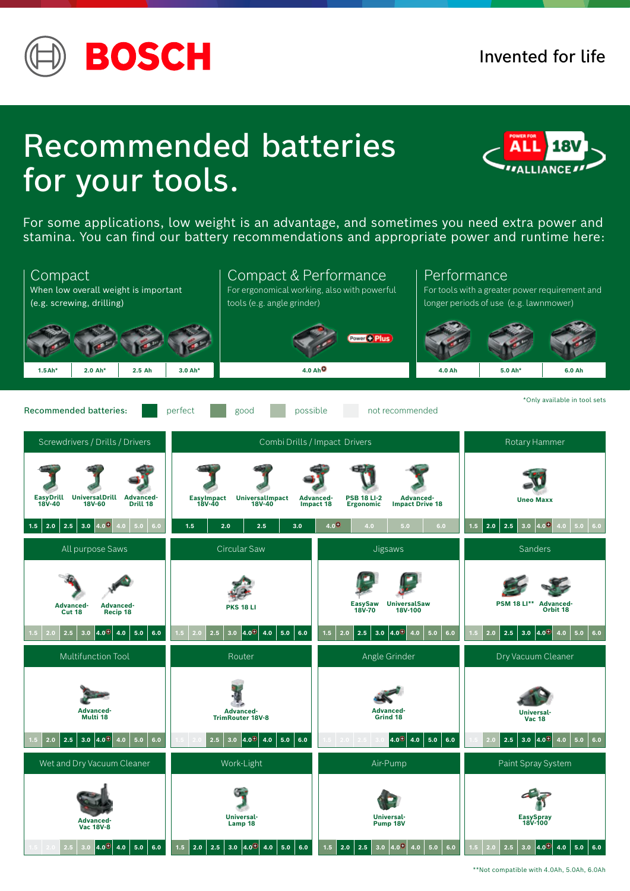# BOSCH

Invented for life

# Recommended batteries for your tools.

POWER FOR ALL 18V ALLIANCE

For some applications, low weight is an advantage, and sometimes you need extra power and stamina. You can find our battery recommendations and appropriate power and runtime here:

## Compact

When low overall weight is important (e.g. screwing, drilling)

1.5Ah* | 2.0 Ah* | 2.5 Ah | 3.0 Ah*

## Compact & Performance

For ergonomical working, also with powerful tools (e.g. angle grinder)

Power+Plus

4.0 Ah+

## Performance

For tools with a greater power requirement and longer periods of use (e.g. lawnmower)

4.0 Ah | 5.0 Ah* | 6.0 Ah

Recommended batteries: perfect | good | possible | not recommended

*Only available in tool sets

## Screwdrivers / Drills / Drivers

EasyDrill 18V-40, UniversalDrill 18V-60, Advanced-Drill 18

1.5 | 2.0 | 2.5 | 3.0 | 4.0+ | 4.0 | 5.0 | 6.0

## Combi Drills / Impact Drivers

EasyImpact 18V-40, UniversalImpact 18V-40, Advanced-Impact 18, PSB 18 LI-2 Ergonomic, Advanced-Impact Drive 18

1.5 | 2.0 | 2.5 | 3.0 | 4.0+ | 4.0 | 5.0 | 6.0

## Rotary Hammer

Uneo Maxx

1.5 | 2.0 | 2.5 | 3.0 | 4.0+ | 4.0 | 5.0 | 6.0

## All purpose Saws

Advanced-Cut 18, Advanced-Recip 18

1.5 | 2.0 | 2.5 | 3.0 | 4.0+ | 4.0 | 5.0 | 6.0

## Circular Saw

PKS 18 LI

1.5 | 2.0 | 2.5 | 3.0 | 4.0+ | 4.0 | 5.0 | 6.0

## Jigsaws

EasySaw 18V-70, UniversalSaw 18V-100

1.5 | 2.0 | 2.5 | 3.0 | 4.0+ | 4.0 | 5.0 | 6.0

## Sanders

PSM 18 LI**, Advanced-Orbit 18

1.5 | 2.0 | 2.5 | 3.0 | 4.0+ | 4.0 | 5.0 | 6.0

## Multifunction Tool

Advanced-Multi 18

1.5 | 2.0 | 2.5 | 3.0 | 4.0+ | 4.0 | 5.0 | 6.0

## Router

Advanced-TrimRouter 18V-8

1.5 | 2.0 | 2.5 | 3.0 | 4.0+ | 4.0 | 5.0 | 6.0

## Angle Grinder

Advanced-Grind 18

1.5 | 2.0 | 2.5 | 3.0 | 4.0+ | 4.0 | 5.0 | 6.0

## Dry Vacuum Cleaner

Universal-Vac 18

1.5 | 2.0 | 2.5 | 3.0 | 4.0+ | 4.0 | 5.0 | 6.0

## Wet and Dry Vacuum Cleaner

Advanced-Vac 18V-8

1.5 | 2.0 | 2.5 | 3.0 | 4.0+ | 4.0 | 5.0 | 6.0

## Work-Light

Universal-Lamp 18

1.5 | 2.0 | 2.5 | 3.0 | 4.0+ | 4.0 | 5.0 | 6.0

## Air-Pump

Universal-Pump 18V

1.5 | 2.0 | 2.5 | 3.0 | 4.0+ | 4.0 | 5.0 | 6.0

## Paint Spray System

EasySpray 18V-100

1.5 | 2.0 | 2.5 | 3.0 | 4.0+ | 4.0 | 5.0 | 6.0

**Not compatible with 4.0Ah, 5.0Ah, 6.0Ah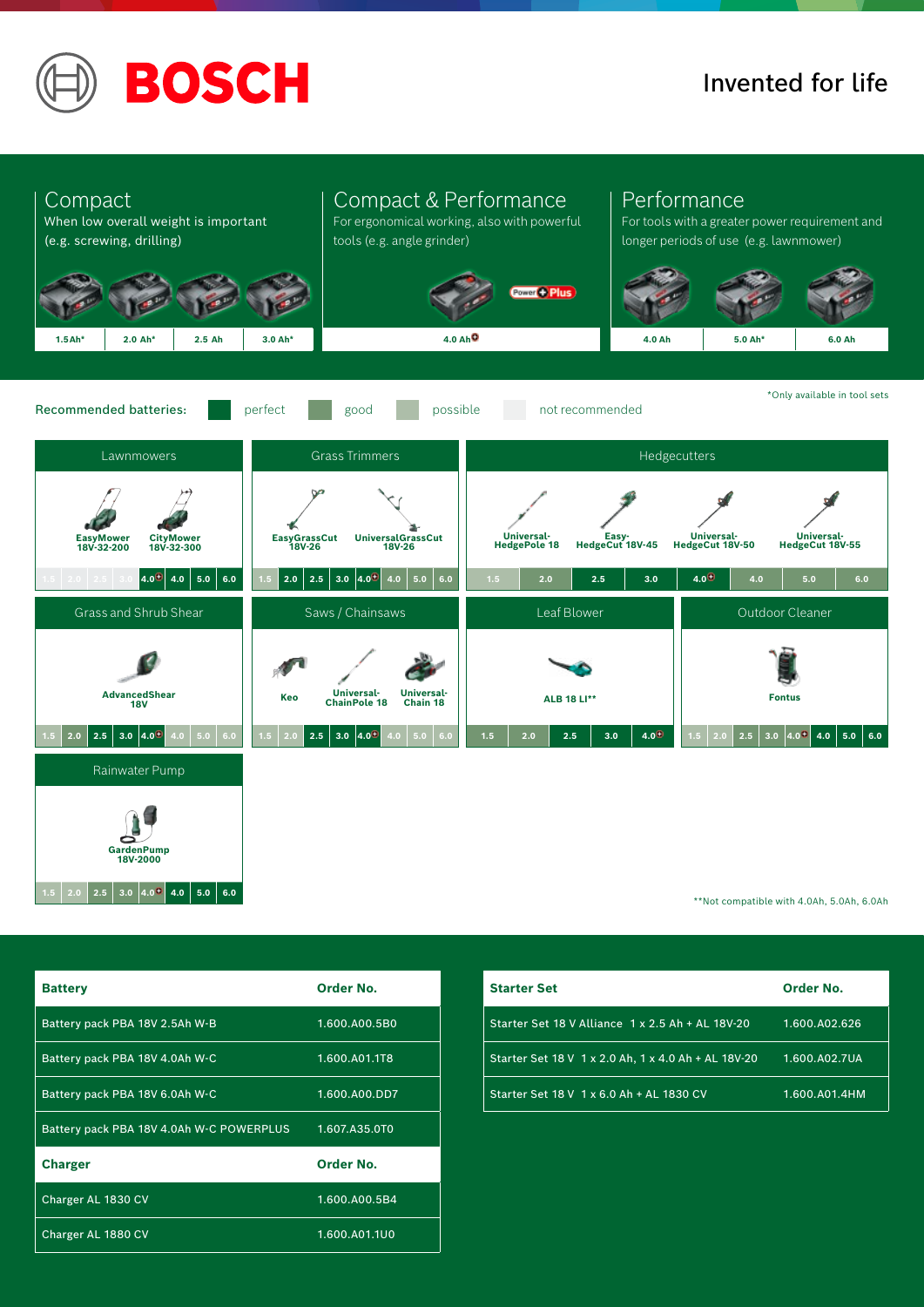BOSCH

Invented for life

## Compact

When low overall weight is important (e.g. screwing, drilling)

1.5Ah* | 2.0 Ah* | 2.5 Ah | 3.0 Ah*

## Compact & Performance

For ergonomical working, also with powerful tools (e.g. angle grinder)

Power Plus

4.0 Ah

## Performance

For tools with a greater power requirement and longer periods of use (e.g. lawnmower)

4.0 Ah | 5.0 Ah* | 6.0 Ah

*Only available in tool sets

**Recommended batteries:** perfect | good | possible | not recommended

### Lawnmowers

EasyMower 18V-32-200, CityMower 18V-32-300

1.5 | 2.0 | 2.5 | 3.0 | 4.0 | 4.0 | 5.0 | 6.0

### Grass Trimmers

EasyGrassCut 18V-26, UniversalGrassCut 18V-26

1.5 | 2.0 | 2.5 | 3.0 | 4.0 | 4.0 | 5.0 | 6.0

### Hedgecutters

Universal-HedgePole 18, Easy-HedgeCut 18V-45, Universal-HedgeCut 18V-50, Universal-HedgeCut 18V-55

1.5 | 2.0 | 2.5 | 3.0 | 4.0 | 4.0 | 5.0 | 6.0

### Grass and Shrub Shear

AdvancedShear 18V

1.5 | 2.0 | 2.5 | 3.0 | 4.0 | 4.0 | 5.0 | 6.0

### Saws / Chainsaws

Keo, Universal-ChainPole 18, Universal-Chain 18

1.5 | 2.0 | 2.5 | 3.0 | 4.0 | 4.0 | 5.0 | 6.0

### Leaf Blower

ALB 18 LI**

1.5 | 2.0 | 2.5 | 3.0 | 4.0

### Outdoor Cleaner

Fontus

1.5 | 2.0 | 2.5 | 3.0 | 4.0 | 4.0 | 5.0 | 6.0

### Rainwater Pump

GardenPump 18V-2000

1.5 | 2.0 | 2.5 | 3.0 | 4.0 | 4.0 | 5.0 | 6.0

**Not compatible with 4.0Ah, 5.0Ah, 6.0Ah

| Battery | Order No. |
|---|---|
| Battery pack PBA 18V 2.5Ah W-B | 1.600.A00.5B0 |
| Battery pack PBA 18V 4.0Ah W-C | 1.600.A01.1T8 |
| Battery pack PBA 18V 6.0Ah W-C | 1.600.A00.DD7 |
| Battery pack PBA 18V 4.0Ah W-C POWERPLUS | 1.607.A35.0T0 |
| **Charger** | **Order No.** |
| Charger AL 1830 CV | 1.600.A00.5B4 |
| Charger AL 1880 CV | 1.600.A01.1U0 |

| Starter Set | Order No. |
|---|---|
| Starter Set 18 V Alliance 1 x 2.5 Ah + AL 18V-20 | 1.600.A02.626 |
| Starter Set 18 V 1 x 2.0 Ah, 1 x 4.0 Ah + AL 18V-20 | 1.600.A02.7UA |
| Starter Set 18 V 1 x 6.0 Ah + AL 1830 CV | 1.600.A01.4HM |